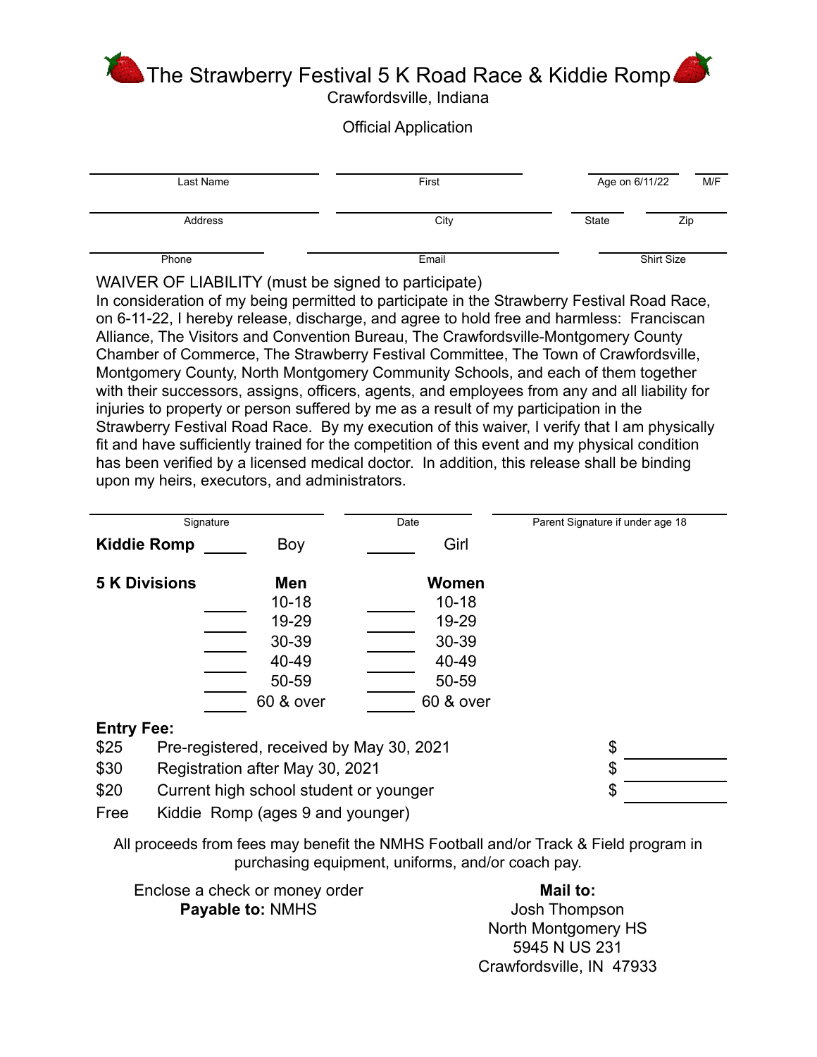# The Strawberry Festival 5 K Road Race & Kiddie Romp

Crawfordsville, Indiana

Official Application

| Last Name | First | Age on 6/11/22 | M/F |
|---|---|---|---|
| | | | |

| Address | City | State | Zip |
|---|---|---|---|
| | | | |

| Phone | Email | Shirt Size |
|---|---|---|
| | | |

WAIVER OF LIABILITY (must be signed to participate)

In consideration of my being permitted to participate in the Strawberry Festival Road Race, on 6-11-22, I hereby release, discharge, and agree to hold free and harmless: Franciscan Alliance, The Visitors and Convention Bureau, The Crawfordsville-Montgomery County Chamber of Commerce, The Strawberry Festival Committee, The Town of Crawfordsville, Montgomery County, North Montgomery Community Schools, and each of them together with their successors, assigns, officers, agents, and employees from any and all liability for injuries to property or person suffered by me as a result of my participation in the Strawberry Festival Road Race. By my execution of this waiver, I verify that I am physically fit and have sufficiently trained for the competition of this event and my physical condition has been verified by a licensed medical doctor. In addition, this release shall be binding upon my heirs, executors, and administrators.

| Signature | Date | Parent Signature if under age 18 |
|---|---|---|
| | | |

**Kiddie Romp** _____ Boy _____ Girl

**5 K Divisions**

| | **Men** | | **Women** |
|---|---|---|---|
| _____ | 10-18 | _____ | 10-18 |
| _____ | 19-29 | _____ | 19-29 |
| _____ | 30-39 | _____ | 30-39 |
| _____ | 40-49 | _____ | 40-49 |
| _____ | 50-59 | _____ | 50-59 |
| _____ | 60 & over | _____ | 60 & over |

**Entry Fee:**

| | | |
|---|---|---|
| $25 | Pre-registered, received by May 30, 2021 | $ _____ |
| $30 | Registration after May 30, 2021 | $ _____ |
| $20 | Current high school student or younger | $ _____ |
| Free | Kiddie Romp (ages 9 and younger) | |

All proceeds from fees may benefit the NMHS Football and/or Track & Field program in purchasing equipment, uniforms, and/or coach pay.

Enclose a check or money order
**Payable to:** NMHS

**Mail to:**
Josh Thompson
North Montgomery HS
5945 N US 231
Crawfordsville, IN 47933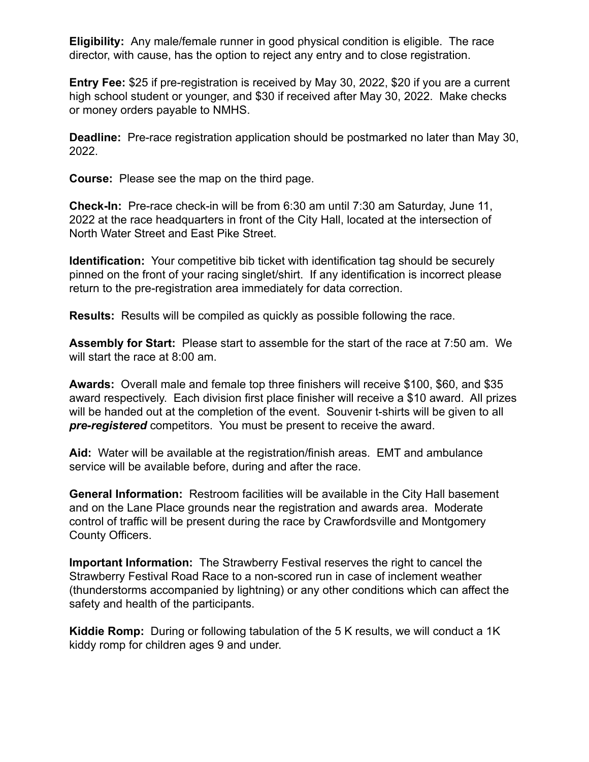**Eligibility:** Any male/female runner in good physical condition is eligible. The race director, with cause, has the option to reject any entry and to close registration.

**Entry Fee:** $25 if pre-registration is received by May 30, 2022, $20 if you are a current high school student or younger, and $30 if received after May 30, 2022. Make checks or money orders payable to NMHS.

**Deadline:** Pre-race registration application should be postmarked no later than May 30, 2022.

**Course:** Please see the map on the third page.

**Check-In:** Pre-race check-in will be from 6:30 am until 7:30 am Saturday, June 11, 2022 at the race headquarters in front of the City Hall, located at the intersection of North Water Street and East Pike Street.

**Identification:** Your competitive bib ticket with identification tag should be securely pinned on the front of your racing singlet/shirt. If any identification is incorrect please return to the pre-registration area immediately for data correction.

**Results:** Results will be compiled as quickly as possible following the race.

**Assembly for Start:** Please start to assemble for the start of the race at 7:50 am. We will start the race at 8:00 am.

**Awards:** Overall male and female top three finishers will receive $100, $60, and $35 award respectively. Each division first place finisher will receive a $10 award. All prizes will be handed out at the completion of the event. Souvenir t-shirts will be given to all ***pre-registered*** competitors. You must be present to receive the award.

**Aid:** Water will be available at the registration/finish areas. EMT and ambulance service will be available before, during and after the race.

**General Information:** Restroom facilities will be available in the City Hall basement and on the Lane Place grounds near the registration and awards area. Moderate control of traffic will be present during the race by Crawfordsville and Montgomery County Officers.

**Important Information:** The Strawberry Festival reserves the right to cancel the Strawberry Festival Road Race to a non-scored run in case of inclement weather (thunderstorms accompanied by lightning) or any other conditions which can affect the safety and health of the participants.

**Kiddie Romp:** During or following tabulation of the 5 K results, we will conduct a 1K kiddy romp for children ages 9 and under.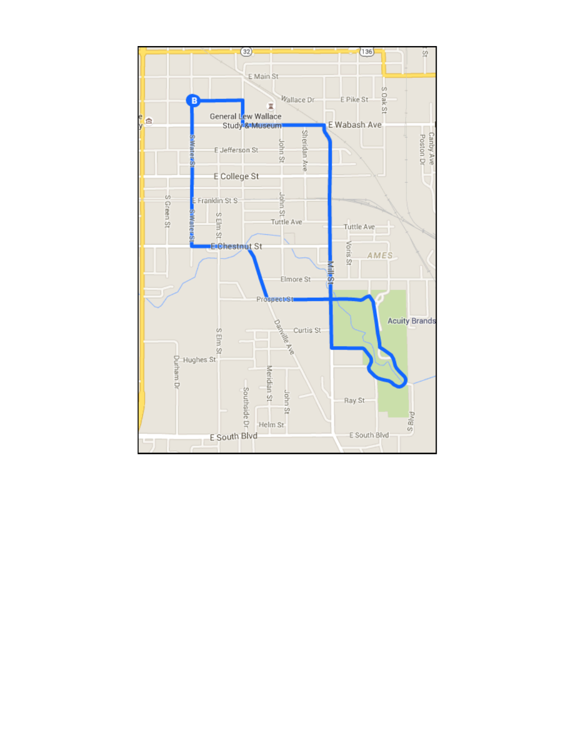32

136

E Main St

Wallace Dr

E Pike St

S Oak St

B

General Lew Wallace Study & Museum

E Wabash Ave

Poston Dr

Canby Ave

S Water St

E Jefferson St

John St

Sheridan Ave

E College St

S Green St

E Franklin St S

S Elm St

John St

Tuttle Ave

Tuttle Ave

S Water St

E Chestnut St

Voris St

AMES

Mill St

Elmore St

Prospect St

Acuity Brands

Danville Ave

Curtis St

S Elm St

Hughes St

Durham Dr

Meridian St

John St

Southside Dr

Ray St

Helm St

S Blvd

E South Blvd

E South Blvd